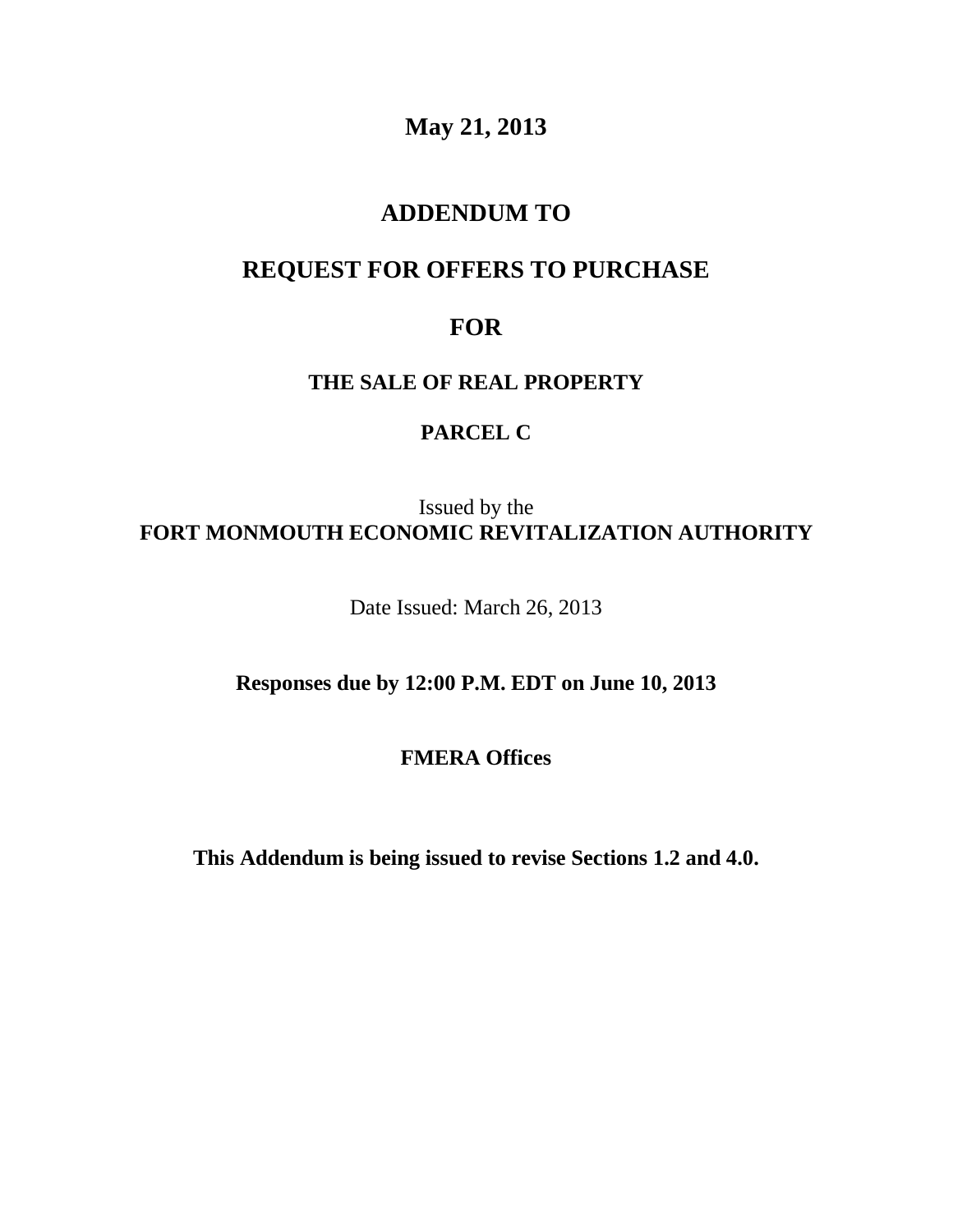**May 21, 2013**

# ADDENDUM TO

# REQUEST FOR OFFERS TO PURCHASE

# FOR

## THE SALE OF REAL PROPERTY

## PARCEL C

Issued by the
**FORT MONMOUTH ECONOMIC REVITALIZATION AUTHORITY**

Date Issued: March 26, 2013

**Responses due by 12:00 P.M. EDT on June 10, 2013**

**FMERA Offices**

**This Addendum is being issued to revise Sections 1.2 and 4.0.**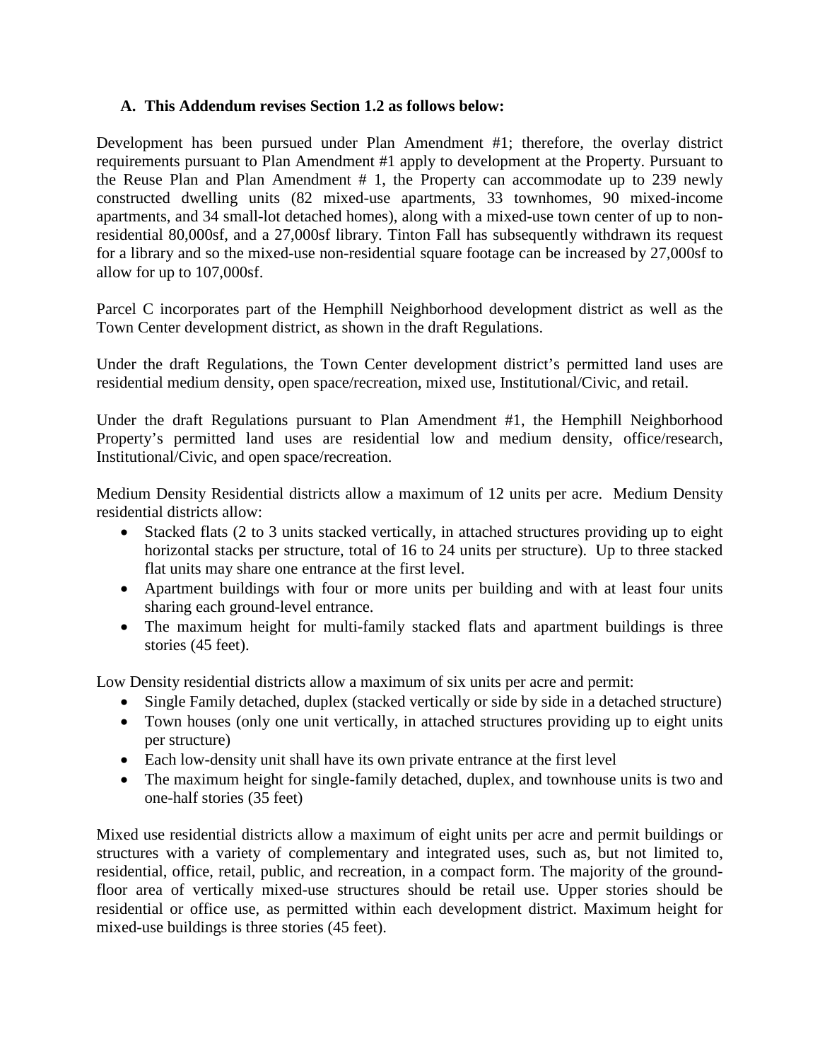## A. This Addendum revises Section 1.2 as follows below:

Development has been pursued under Plan Amendment #1; therefore, the overlay district requirements pursuant to Plan Amendment #1 apply to development at the Property. Pursuant to the Reuse Plan and Plan Amendment # 1, the Property can accommodate up to 239 newly constructed dwelling units (82 mixed-use apartments, 33 townhomes, 90 mixed-income apartments, and 34 small-lot detached homes), along with a mixed-use town center of up to non-residential 80,000sf, and a 27,000sf library. Tinton Fall has subsequently withdrawn its request for a library and so the mixed-use non-residential square footage can be increased by 27,000sf to allow for up to 107,000sf.

Parcel C incorporates part of the Hemphill Neighborhood development district as well as the Town Center development district, as shown in the draft Regulations.

Under the draft Regulations, the Town Center development district's permitted land uses are residential medium density, open space/recreation, mixed use, Institutional/Civic, and retail.

Under the draft Regulations pursuant to Plan Amendment #1, the Hemphill Neighborhood Property's permitted land uses are residential low and medium density, office/research, Institutional/Civic, and open space/recreation.

Medium Density Residential districts allow a maximum of 12 units per acre. Medium Density residential districts allow:

- Stacked flats (2 to 3 units stacked vertically, in attached structures providing up to eight horizontal stacks per structure, total of 16 to 24 units per structure). Up to three stacked flat units may share one entrance at the first level.
- Apartment buildings with four or more units per building and with at least four units sharing each ground-level entrance.
- The maximum height for multi-family stacked flats and apartment buildings is three stories (45 feet).

Low Density residential districts allow a maximum of six units per acre and permit:

- Single Family detached, duplex (stacked vertically or side by side in a detached structure)
- Town houses (only one unit vertically, in attached structures providing up to eight units per structure)
- Each low-density unit shall have its own private entrance at the first level
- The maximum height for single-family detached, duplex, and townhouse units is two and one-half stories (35 feet)

Mixed use residential districts allow a maximum of eight units per acre and permit buildings or structures with a variety of complementary and integrated uses, such as, but not limited to, residential, office, retail, public, and recreation, in a compact form. The majority of the ground-floor area of vertically mixed-use structures should be retail use. Upper stories should be residential or office use, as permitted within each development district. Maximum height for mixed-use buildings is three stories (45 feet).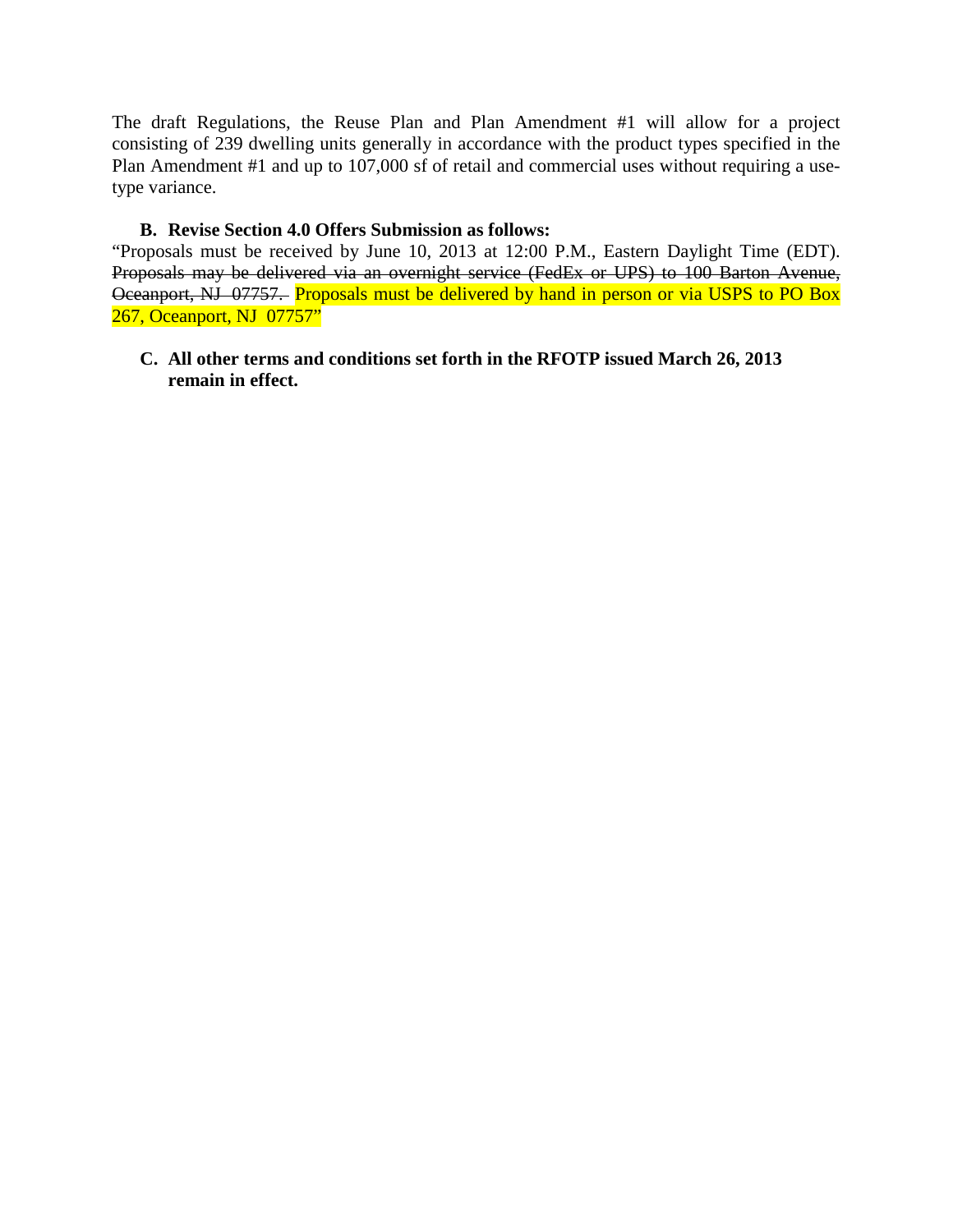The draft Regulations, the Reuse Plan and Plan Amendment #1 will allow for a project consisting of 239 dwelling units generally in accordance with the product types specified in the Plan Amendment #1 and up to 107,000 sf of retail and commercial uses without requiring a use-type variance.

**B. Revise Section 4.0 Offers Submission as follows:**

"Proposals must be received by June 10, 2013 at 12:00 P.M., Eastern Daylight Time (EDT). ~~Proposals may be delivered via an overnight service (FedEx or UPS) to 100 Barton Avenue, Oceanport, NJ 07757.~~ Proposals must be delivered by hand in person or via USPS to PO Box 267, Oceanport, NJ 07757"

**C. All other terms and conditions set forth in the RFOTP issued March 26, 2013 remain in effect.**